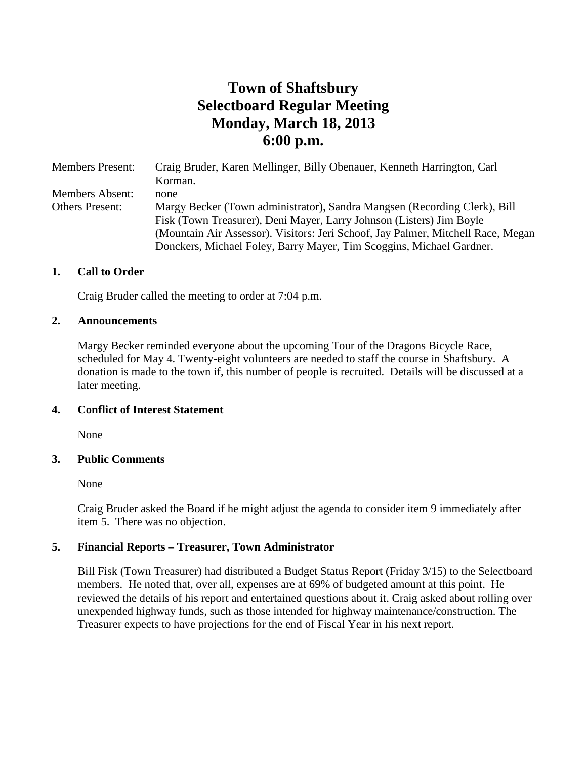# Town of Shaftsbury
# Selectboard Regular Meeting
# Monday, March 18, 2013
# 6:00 p.m.

Members Present: Craig Bruder, Karen Mellinger, Billy Obenauer, Kenneth Harrington, Carl Korman.

Members Absent: none

Others Present: Margy Becker (Town administrator), Sandra Mangsen (Recording Clerk), Bill Fisk (Town Treasurer), Deni Mayer, Larry Johnson (Listers) Jim Boyle (Mountain Air Assessor). Visitors: Jeri Schoof, Jay Palmer, Mitchell Race, Megan Donckers, Michael Foley, Barry Mayer, Tim Scoggins, Michael Gardner.

**1. Call to Order**

Craig Bruder called the meeting to order at 7:04 p.m.

**2. Announcements**

Margy Becker reminded everyone about the upcoming Tour of the Dragons Bicycle Race, scheduled for May 4. Twenty-eight volunteers are needed to staff the course in Shaftsbury. A donation is made to the town if, this number of people is recruited. Details will be discussed at a later meeting.

**4. Conflict of Interest Statement**

None

**3. Public Comments**

None

Craig Bruder asked the Board if he might adjust the agenda to consider item 9 immediately after item 5. There was no objection.

**5. Financial Reports – Treasurer, Town Administrator**

Bill Fisk (Town Treasurer) had distributed a Budget Status Report (Friday 3/15) to the Selectboard members. He noted that, over all, expenses are at 69% of budgeted amount at this point. He reviewed the details of his report and entertained questions about it. Craig asked about rolling over unexpended highway funds, such as those intended for highway maintenance/construction. The Treasurer expects to have projections for the end of Fiscal Year in his next report.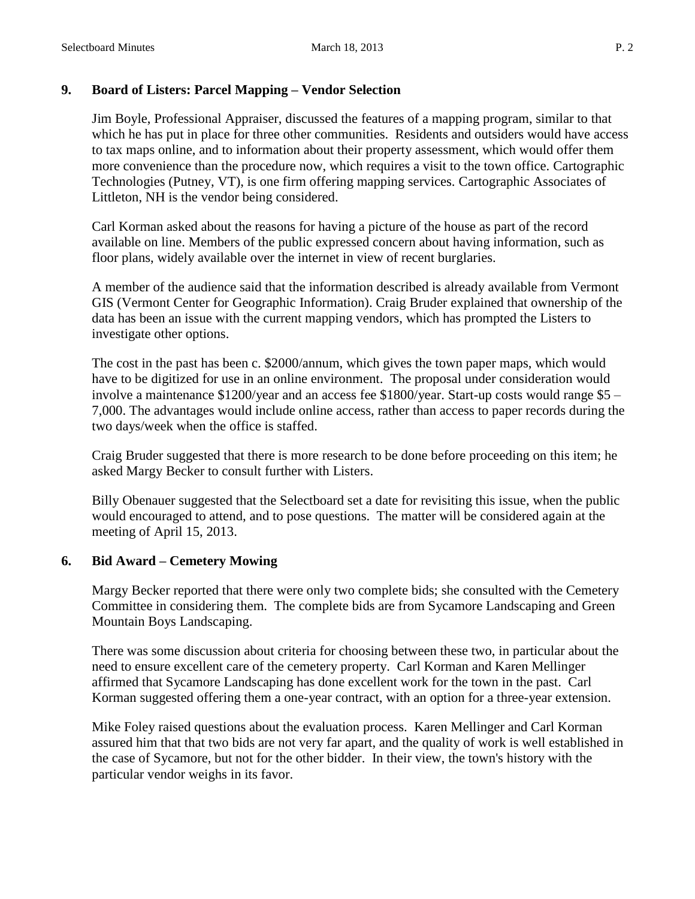## 9. Board of Listers: Parcel Mapping – Vendor Selection

Jim Boyle, Professional Appraiser, discussed the features of a mapping program, similar to that which he has put in place for three other communities. Residents and outsiders would have access to tax maps online, and to information about their property assessment, which would offer them more convenience than the procedure now, which requires a visit to the town office. Cartographic Technologies (Putney, VT), is one firm offering mapping services. Cartographic Associates of Littleton, NH is the vendor being considered.

Carl Korman asked about the reasons for having a picture of the house as part of the record available on line. Members of the public expressed concern about having information, such as floor plans, widely available over the internet in view of recent burglaries.

A member of the audience said that the information described is already available from Vermont GIS (Vermont Center for Geographic Information). Craig Bruder explained that ownership of the data has been an issue with the current mapping vendors, which has prompted the Listers to investigate other options.

The cost in the past has been c. $2000/annum, which gives the town paper maps, which would have to be digitized for use in an online environment. The proposal under consideration would involve a maintenance $1200/year and an access fee $1800/year. Start-up costs would range $5 – 7,000. The advantages would include online access, rather than access to paper records during the two days/week when the office is staffed.

Craig Bruder suggested that there is more research to be done before proceeding on this item; he asked Margy Becker to consult further with Listers.

Billy Obenauer suggested that the Selectboard set a date for revisiting this issue, when the public would encouraged to attend, and to pose questions. The matter will be considered again at the meeting of April 15, 2013.

## 6. Bid Award – Cemetery Mowing

Margy Becker reported that there were only two complete bids; she consulted with the Cemetery Committee in considering them. The complete bids are from Sycamore Landscaping and Green Mountain Boys Landscaping.

There was some discussion about criteria for choosing between these two, in particular about the need to ensure excellent care of the cemetery property. Carl Korman and Karen Mellinger affirmed that Sycamore Landscaping has done excellent work for the town in the past. Carl Korman suggested offering them a one-year contract, with an option for a three-year extension.

Mike Foley raised questions about the evaluation process. Karen Mellinger and Carl Korman assured him that that two bids are not very far apart, and the quality of work is well established in the case of Sycamore, but not for the other bidder. In their view, the town's history with the particular vendor weighs in its favor.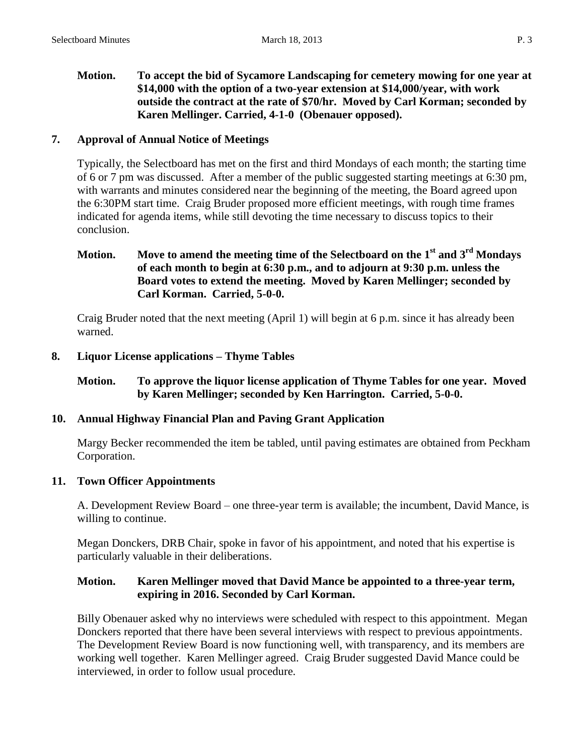**Motion. To accept the bid of Sycamore Landscaping for cemetery mowing for one year at $14,000 with the option of a two-year extension at $14,000/year, with work outside the contract at the rate of $70/hr. Moved by Carl Korman; seconded by Karen Mellinger. Carried, 4-1-0 (Obenauer opposed).**

## 7. Approval of Annual Notice of Meetings

Typically, the Selectboard has met on the first and third Mondays of each month; the starting time of 6 or 7 pm was discussed. After a member of the public suggested starting meetings at 6:30 pm, with warrants and minutes considered near the beginning of the meeting, the Board agreed upon the 6:30PM start time. Craig Bruder proposed more efficient meetings, with rough time frames indicated for agenda items, while still devoting the time necessary to discuss topics to their conclusion.

**Motion. Move to amend the meeting time of the Selectboard on the 1st and 3rd Mondays of each month to begin at 6:30 p.m., and to adjourn at 9:30 p.m. unless the Board votes to extend the meeting. Moved by Karen Mellinger; seconded by Carl Korman. Carried, 5-0-0.**

Craig Bruder noted that the next meeting (April 1) will begin at 6 p.m. since it has already been warned.

## 8. Liquor License applications – Thyme Tables

**Motion. To approve the liquor license application of Thyme Tables for one year. Moved by Karen Mellinger; seconded by Ken Harrington. Carried, 5-0-0.**

## 10. Annual Highway Financial Plan and Paving Grant Application

Margy Becker recommended the item be tabled, until paving estimates are obtained from Peckham Corporation.

## 11. Town Officer Appointments

A. Development Review Board – one three-year term is available; the incumbent, David Mance, is willing to continue.

Megan Donckers, DRB Chair, spoke in favor of his appointment, and noted that his expertise is particularly valuable in their deliberations.

**Motion. Karen Mellinger moved that David Mance be appointed to a three-year term, expiring in 2016. Seconded by Carl Korman.**

Billy Obenauer asked why no interviews were scheduled with respect to this appointment. Megan Donckers reported that there have been several interviews with respect to previous appointments. The Development Review Board is now functioning well, with transparency, and its members are working well together. Karen Mellinger agreed. Craig Bruder suggested David Mance could be interviewed, in order to follow usual procedure.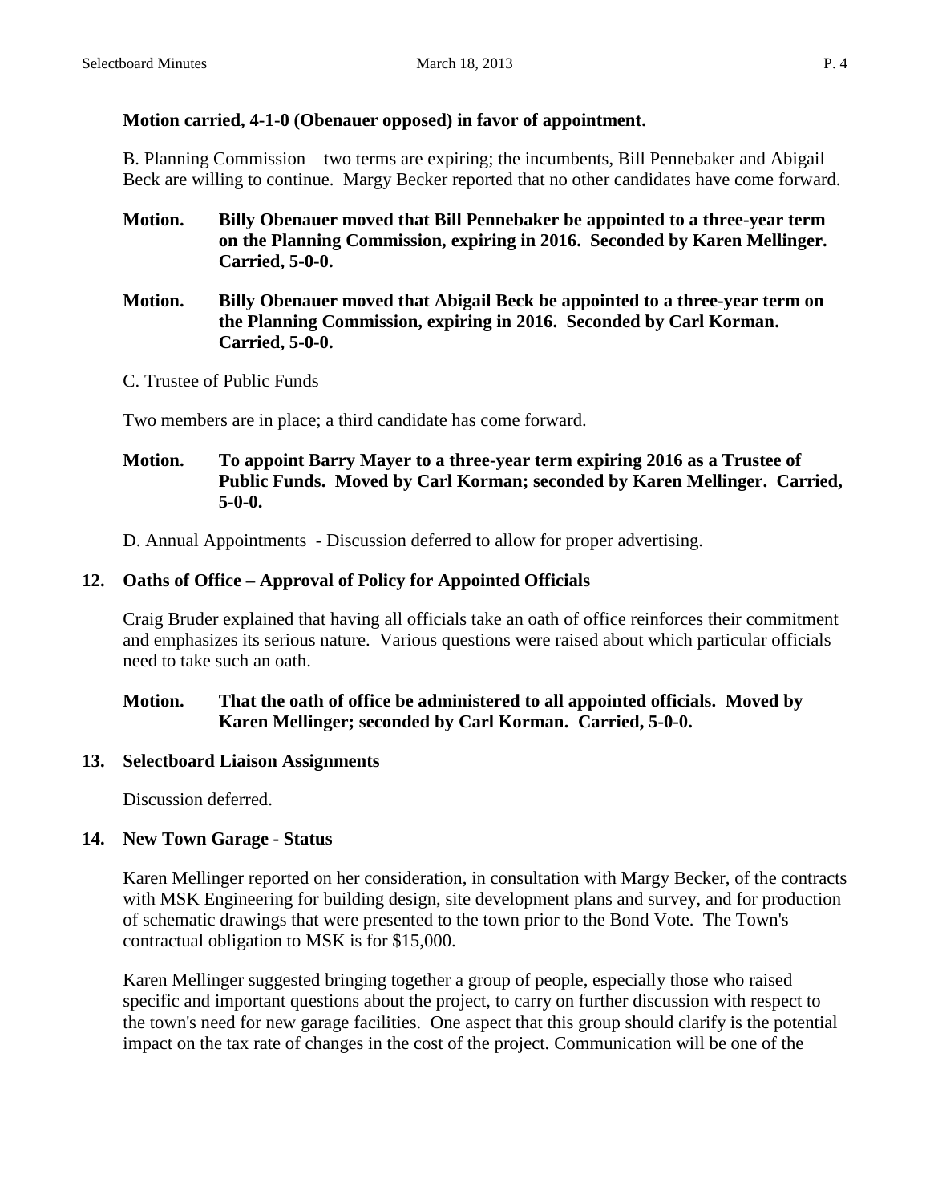**Motion carried, 4-1-0 (Obenauer opposed) in favor of appointment.**

B. Planning Commission – two terms are expiring; the incumbents, Bill Pennebaker and Abigail Beck are willing to continue. Margy Becker reported that no other candidates have come forward.

**Motion. Billy Obenauer moved that Bill Pennebaker be appointed to a three-year term on the Planning Commission, expiring in 2016. Seconded by Karen Mellinger. Carried, 5-0-0.**

**Motion. Billy Obenauer moved that Abigail Beck be appointed to a three-year term on the Planning Commission, expiring in 2016. Seconded by Carl Korman. Carried, 5-0-0.**

C. Trustee of Public Funds

Two members are in place; a third candidate has come forward.

**Motion. To appoint Barry Mayer to a three-year term expiring 2016 as a Trustee of Public Funds. Moved by Carl Korman; seconded by Karen Mellinger. Carried, 5-0-0.**

D. Annual Appointments - Discussion deferred to allow for proper advertising.

## 12. Oaths of Office – Approval of Policy for Appointed Officials

Craig Bruder explained that having all officials take an oath of office reinforces their commitment and emphasizes its serious nature. Various questions were raised about which particular officials need to take such an oath.

**Motion. That the oath of office be administered to all appointed officials. Moved by Karen Mellinger; seconded by Carl Korman. Carried, 5-0-0.**

## 13. Selectboard Liaison Assignments

Discussion deferred.

## 14. New Town Garage - Status

Karen Mellinger reported on her consideration, in consultation with Margy Becker, of the contracts with MSK Engineering for building design, site development plans and survey, and for production of schematic drawings that were presented to the town prior to the Bond Vote. The Town's contractual obligation to MSK is for $15,000.

Karen Mellinger suggested bringing together a group of people, especially those who raised specific and important questions about the project, to carry on further discussion with respect to the town's need for new garage facilities. One aspect that this group should clarify is the potential impact on the tax rate of changes in the cost of the project. Communication will be one of the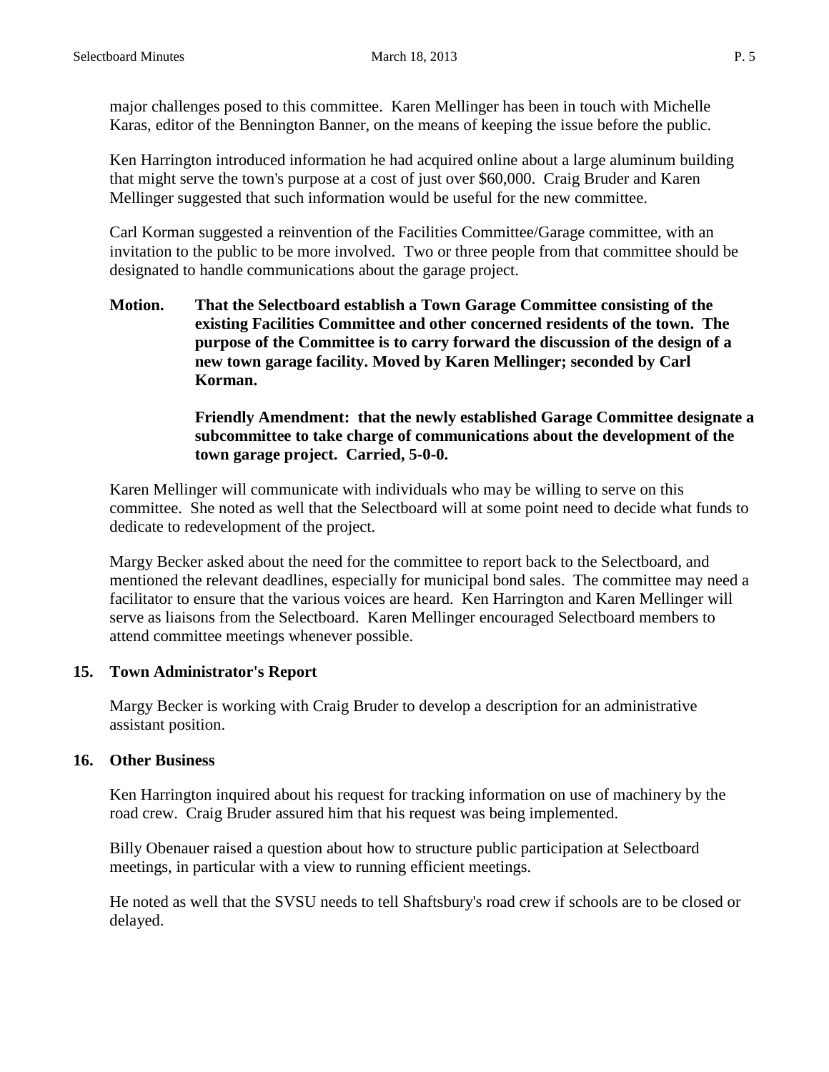major challenges posed to this committee. Karen Mellinger has been in touch with Michelle Karas, editor of the Bennington Banner, on the means of keeping the issue before the public.

Ken Harrington introduced information he had acquired online about a large aluminum building that might serve the town's purpose at a cost of just over $60,000. Craig Bruder and Karen Mellinger suggested that such information would be useful for the new committee.

Carl Korman suggested a reinvention of the Facilities Committee/Garage committee, with an invitation to the public to be more involved. Two or three people from that committee should be designated to handle communications about the garage project.

**Motion. That the Selectboard establish a Town Garage Committee consisting of the existing Facilities Committee and other concerned residents of the town. The purpose of the Committee is to carry forward the discussion of the design of a new town garage facility. Moved by Karen Mellinger; seconded by Carl Korman.**

**Friendly Amendment: that the newly established Garage Committee designate a subcommittee to take charge of communications about the development of the town garage project. Carried, 5-0-0.**

Karen Mellinger will communicate with individuals who may be willing to serve on this committee. She noted as well that the Selectboard will at some point need to decide what funds to dedicate to redevelopment of the project.

Margy Becker asked about the need for the committee to report back to the Selectboard, and mentioned the relevant deadlines, especially for municipal bond sales. The committee may need a facilitator to ensure that the various voices are heard. Ken Harrington and Karen Mellinger will serve as liaisons from the Selectboard. Karen Mellinger encouraged Selectboard members to attend committee meetings whenever possible.

## 15. Town Administrator's Report

Margy Becker is working with Craig Bruder to develop a description for an administrative assistant position.

## 16. Other Business

Ken Harrington inquired about his request for tracking information on use of machinery by the road crew. Craig Bruder assured him that his request was being implemented.

Billy Obenauer raised a question about how to structure public participation at Selectboard meetings, in particular with a view to running efficient meetings.

He noted as well that the SVSU needs to tell Shaftsbury's road crew if schools are to be closed or delayed.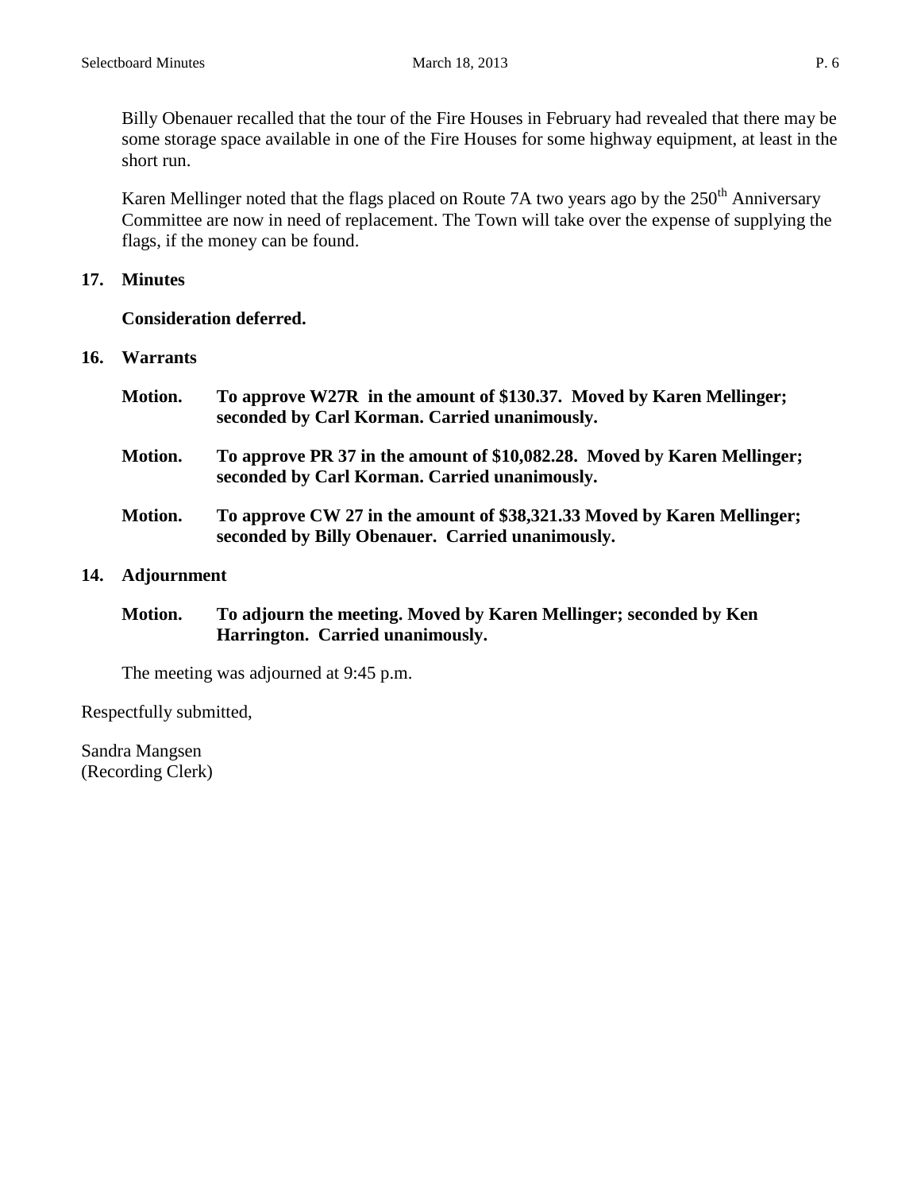Billy Obenauer recalled that the tour of the Fire Houses in February had revealed that there may be some storage space available in one of the Fire Houses for some highway equipment, at least in the short run.

Karen Mellinger noted that the flags placed on Route 7A two years ago by the 250th Anniversary Committee are now in need of replacement. The Town will take over the expense of supplying the flags, if the money can be found.

## 17. Minutes

**Consideration deferred.**

## 16. Warrants

**Motion.** **To approve W27R in the amount of $130.37. Moved by Karen Mellinger; seconded by Carl Korman. Carried unanimously.**

**Motion.** **To approve PR 37 in the amount of $10,082.28. Moved by Karen Mellinger; seconded by Carl Korman. Carried unanimously.**

**Motion.** **To approve CW 27 in the amount of $38,321.33 Moved by Karen Mellinger; seconded by Billy Obenauer. Carried unanimously.**

## 14. Adjournment

**Motion.** **To adjourn the meeting. Moved by Karen Mellinger; seconded by Ken Harrington. Carried unanimously.**

The meeting was adjourned at 9:45 p.m.

Respectfully submitted,

Sandra Mangsen
(Recording Clerk)